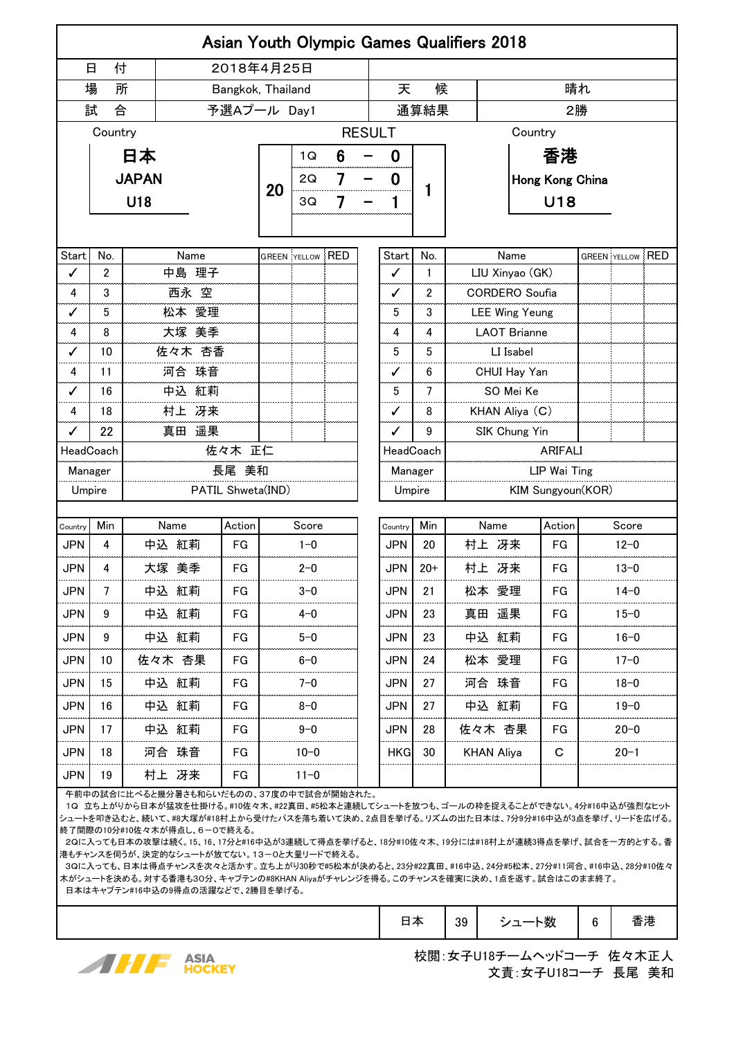# Asian Youth Olympic Games Qualifiers 2018

| 日　付 | 2018年4月25日 | | |
|---|---|---|---|
| 場　所 | Bangkok, Thailand | 天　候 | 晴れ |
| 試　合 | 予選Aプール Day1 | 通算結果 | 2勝 |

## RESULT

| Country | | | | | | Country |
|---|---|---|---|---|---|---|
| 日本 JAPAN U18 | 20 | 1Q | 6 − 0 | | 1 | 香港 Hong Kong China U18 |
| | | 2Q | 7 − 0 | | | |
| | | 3Q | 7 − 1 | | | |

### 日本 JAPAN U18

| Start | No. | Name | GREEN | YELLOW | RED |
|---|---|---|---|---|---|
| ✓ | 2 | 中島　理子 | | | |
| 4 | 3 | 西永　空 | | | |
| ✓ | 5 | 松本　愛理 | | | |
| 4 | 8 | 大塚　美季 | | | |
| ✓ | 10 | 佐々木　杏香 | | | |
| 4 | 11 | 河合　珠音 | | | |
| ✓ | 16 | 中込　紅莉 | | | |
| 4 | 18 | 村上　冴来 | | | |
| ✓ | 22 | 真田　遥果 | | | |
| HeadCoach | | 佐々木　正仁 | | | |
| Manager | | 長尾　美和 | | | |
| Umpire | | PATIL Shweta(IND) | | | |

### 香港 Hong Kong China U18

| Start | No. | Name | GREEN | YELLOW | RED |
|---|---|---|---|---|---|
| ✓ | 1 | LIU Xinyao (GK) | | | |
| ✓ | 2 | CORDERO Soufia | | | |
| 5 | 3 | LEE Wing Yeung | | | |
| 4 | 4 | LAOT Brianne | | | |
| 5 | 5 | LI Isabel | | | |
| ✓ | 6 | CHUI Hay Yan | | | |
| 5 | 7 | SO Mei Ke | | | |
| ✓ | 8 | KHAN Aliya (C) | | | |
| ✓ | 9 | SIK Chung Yin | | | |
| HeadCoach | | ARIFALI | | | |
| Manager | | LIP Wai Ting | | | |
| Umpire | | KIM Sungyoun(KOR) | | | |

### Score

| Country | Min | Name | Action | Score |
|---|---|---|---|---|
| JPN | 4 | 中込　紅莉 | FG | 1−0 |
| JPN | 4 | 大塚　美季 | FG | 2−0 |
| JPN | 7 | 中込　紅莉 | FG | 3−0 |
| JPN | 9 | 中込　紅莉 | FG | 4−0 |
| JPN | 9 | 中込　紅莉 | FG | 5−0 |
| JPN | 10 | 佐々木　杏果 | FG | 6−0 |
| JPN | 15 | 中込　紅莉 | FG | 7−0 |
| JPN | 16 | 中込　紅莉 | FG | 8−0 |
| JPN | 17 | 中込　紅莉 | FG | 9−0 |
| JPN | 18 | 河合　珠音 | FG | 10−0 |
| JPN | 19 | 村上　冴来 | FG | 11−0 |
| JPN | 20 | 村上　冴来 | FG | 12−0 |
| JPN | 20+ | 村上　冴来 | FG | 13−0 |
| JPN | 21 | 松本　愛理 | FG | 14−0 |
| JPN | 23 | 真田　遥果 | FG | 15−0 |
| JPN | 23 | 中込　紅莉 | FG | 16−0 |
| JPN | 24 | 松本　愛理 | FG | 17−0 |
| JPN | 27 | 河合　珠音 | FG | 18−0 |
| JPN | 27 | 中込　紅莉 | FG | 19−0 |
| JPN | 28 | 佐々木　杏果 | FG | 20−0 |
| HKG | 30 | KHAN Aliya | C | 20−1 |

午前中の試合に比べると幾分暑さも和らいだものの、37度の中で試合が開始された。
1Q　立ち上がりから日本が猛攻を仕掛ける。#10佐々木、#22真田、#5松本と連続してシュートを放つも、ゴールの枠を捉えることができない。4分#16中込が強烈なヒットシュートを叩き込むと、続いて、#8大塚が#18村上から受けたパスを落ち着いて決め、2点目を挙げる。リズムの出た日本は、7分9分#16中込が3点を挙げ、リードを広げる。終了間際の10分#10佐々木が得点し、6−0で終える。
2Qに入っても日本の攻撃は続く。15、16、17分と#16中込が3連続して得点を挙げると、18分#10佐々木、19分には#18村上が連続3得点を挙げ、試合を一方的とする。香港もチャンスを伺うが、決定的なシュートが放てない。13−0と大量リードで終える。
3Qに入っても、日本は得点チャンスを次々と活かす。立ち上がり30秒で#5松本が決めると、23分#22真田、#16中込、24分#5松本、27分#11河合、#16中込、28分#10佐々木がシュートを決める。対する香港も30分、キャプテンの#8KHAN Aliyaがチャレンジを得る。このチャンスを確実に決め、1点を返す。試合はこのまま終了。
日本はキャプテン#16中込の9得点の活躍などで、2勝目を挙げる。

| 日本 | 39 | シュート数 | 6 | 香港 |
|---|---|---|---|---|

校閲：女子U18チームヘッドコーチ　佐々木正人
文責：女子U18コーチ　長尾　美和

ASIA HOCKEY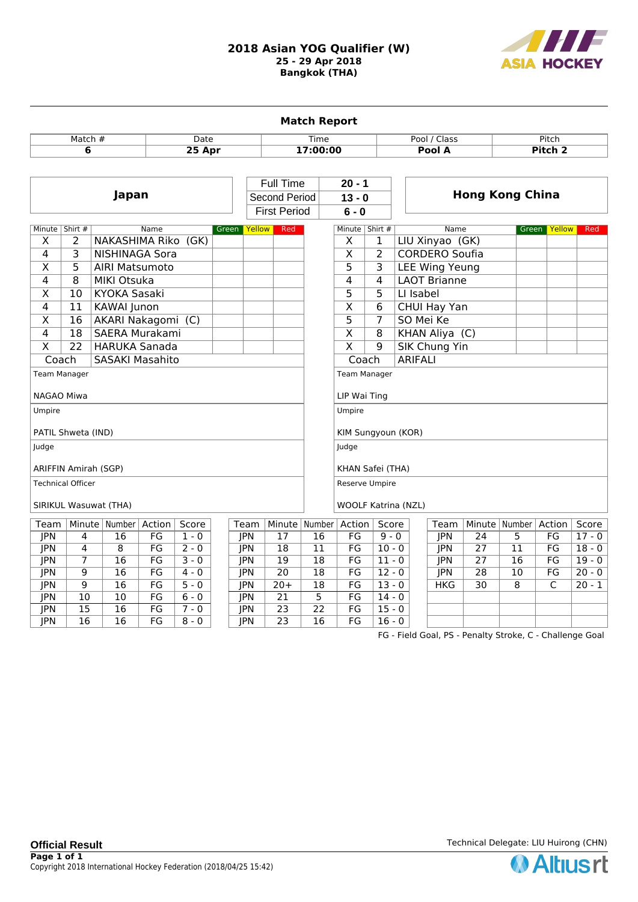# 2018 Asian YOG Qualifier (W)

**25 - 29 Apr 2018**
**Bangkok (THA)**

ASIA HOCKEY

## Match Report

| Match # | Date | Time | Pool / Class | Pitch |
|---|---|---|---|---|
| **6** | **25 Apr** | **17:00:00** | **Pool A** | **Pitch 2** |

| Japan | | Hong Kong China |
|---|---|---|
| Full Time | **20 - 1** | |
| Second Period | **13 - 0** | |
| First Period | **6 - 0** | |

### Japan

| Minute | Shirt # | Name | Green | Yellow | Red |
|---|---|---|---|---|---|
| X | 2 | NAKASHIMA Riko (GK) | | | |
| 4 | 3 | NISHINAGA Sora | | | |
| X | 5 | AIRI Matsumoto | | | |
| 4 | 8 | MIKI Otsuka | | | |
| X | 10 | KYOKA Sasaki | | | |
| 4 | 11 | KAWAI Junon | | | |
| X | 16 | AKARI Nakagomi (C) | | | |
| 4 | 18 | SAERA Murakami | | | |
| X | 22 | HARUKA Sanada | | | |
| Coach | | SASAKI Masahito | | | |

Team Manager

NAGAO Miwa

Umpire

PATIL Shweta (IND)

Judge

ARIFFIN Amirah (SGP)

Technical Officer

SIRIKUL Wasuwat (THA)

### Hong Kong China

| Minute | Shirt # | Name | Green | Yellow | Red |
|---|---|---|---|---|---|
| X | 1 | LIU Xinyao (GK) | | | |
| X | 2 | CORDERO Soufia | | | |
| 5 | 3 | LEE Wing Yeung | | | |
| 4 | 4 | LAOT Brianne | | | |
| 5 | 5 | LI Isabel | | | |
| X | 6 | CHUI Hay Yan | | | |
| 5 | 7 | SO Mei Ke | | | |
| X | 8 | KHAN Aliya (C) | | | |
| X | 9 | SIK Chung Yin | | | |
| Coach | | ARIFALI | | | |

Team Manager

LIP Wai Ting

Umpire

KIM Sungyoun (KOR)

Judge

KHAN Safei (THA)

Reserve Umpire

WOOLF Katrina (NZL)

### Goals

| Team | Minute | Number | Action | Score |
|---|---|---|---|---|
| JPN | 4 | 16 | FG | 1 - 0 |
| JPN | 4 | 8 | FG | 2 - 0 |
| JPN | 7 | 16 | FG | 3 - 0 |
| JPN | 9 | 16 | FG | 4 - 0 |
| JPN | 9 | 16 | FG | 5 - 0 |
| JPN | 10 | 10 | FG | 6 - 0 |
| JPN | 15 | 16 | FG | 7 - 0 |
| JPN | 16 | 16 | FG | 8 - 0 |
| JPN | 17 | 16 | FG | 9 - 0 |
| JPN | 18 | 11 | FG | 10 - 0 |
| JPN | 19 | 18 | FG | 11 - 0 |
| JPN | 20 | 18 | FG | 12 - 0 |
| JPN | 20+ | 18 | FG | 13 - 0 |
| JPN | 21 | 5 | FG | 14 - 0 |
| JPN | 23 | 22 | FG | 15 - 0 |
| JPN | 23 | 16 | FG | 16 - 0 |
| JPN | 24 | 5 | FG | 17 - 0 |
| JPN | 27 | 11 | FG | 18 - 0 |
| JPN | 27 | 16 | FG | 19 - 0 |
| JPN | 28 | 10 | FG | 20 - 0 |
| HKG | 30 | 8 | C | 20 - 1 |

FG - Field Goal, PS - Penalty Stroke, C - Challenge Goal

**Official Result**

Technical Delegate: LIU Huirong (CHN)

Copyright 2018 International Hockey Federation (2018/04/25 15:42)

Altius rt